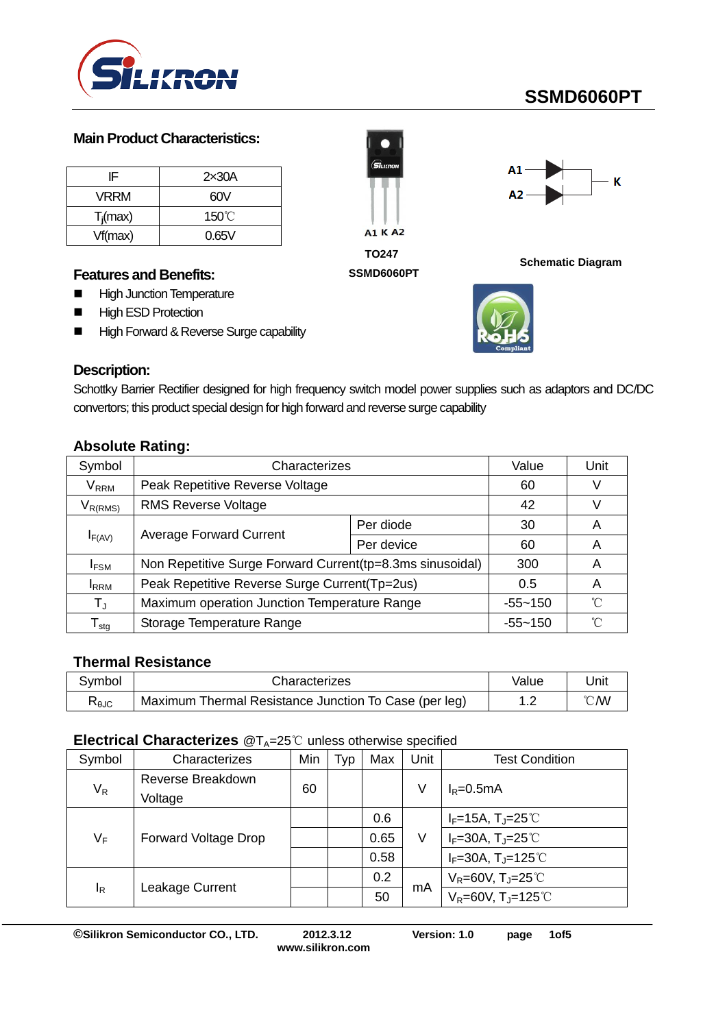# SSMD6060PT

## Main Product Characteristics:

| IF | 2×30A |
|---|---|
| VRRM | 60V |
| $T_j$(max) | 150℃ |
| Vf(max) | 0.65V |

A1 K A2

TO247

SSMD6060PT

A1 A2 K

Schematic Diagram

## Features and Benefits:

- High Junction Temperature
- High ESD Protection
- High Forward & Reverse Surge capability

## Description:

Schottky Barrier Rectifier designed for high frequency switch model power supplies such as adaptors and DC/DC convertors; this product special design for high forward and reverse surge capability

## Absolute Rating:

| Symbol | Characterizes | | Value | Unit |
|---|---|---|---|---|
| $V_{RRM}$ | Peak Repetitive Reverse Voltage | | 60 | V |
| $V_{R(RMS)}$ | RMS Reverse Voltage | | 42 | V |
| $I_{F(AV)}$ | Average Forward Current | Per diode | 30 | A |
| | | Per device | 60 | A |
| $I_{FSM}$ | Non Repetitive Surge Forward Current(tp=8.3ms sinusoidal) | | 300 | A |
| $I_{RRM}$ | Peak Repetitive Reverse Surge Current(Tp=2us) | | 0.5 | A |
| $T_J$ | Maximum operation Junction Temperature Range | | -55~150 | ℃ |
| $T_{stg}$ | Storage Temperature Range | | -55~150 | ℃ |

## Thermal Resistance

| Symbol | Characterizes | Value | Unit |
|---|---|---|---|
| $R_{\theta JC}$ | Maximum Thermal Resistance Junction To Case (per leg) | 1.2 | ℃/W |

## Electrical Characterizes @$T_A$=25℃ unless otherwise specified

| Symbol | Characterizes | Min | Typ | Max | Unit | Test Condition |
|---|---|---|---|---|---|---|
| $V_R$ | Reverse Breakdown Voltage | 60 | | | V | $I_R$=0.5mA |
| $V_F$ | Forward Voltage Drop | | | 0.6 | V | $I_F$=15A, $T_J$=25℃ |
| | | | | 0.65 | | $I_F$=30A, $T_J$=25℃ |
| | | | | 0.58 | | $I_F$=30A, $T_J$=125℃ |
| $I_R$ | Leakage Current | | | 0.2 | mA | $V_R$=60V, $T_J$=25℃ |
| | | | | 50 | | $V_R$=60V, $T_J$=125℃ |

©Silikron Semiconductor CO., LTD. 2012.3.12 Version: 1.0 www.silikron.com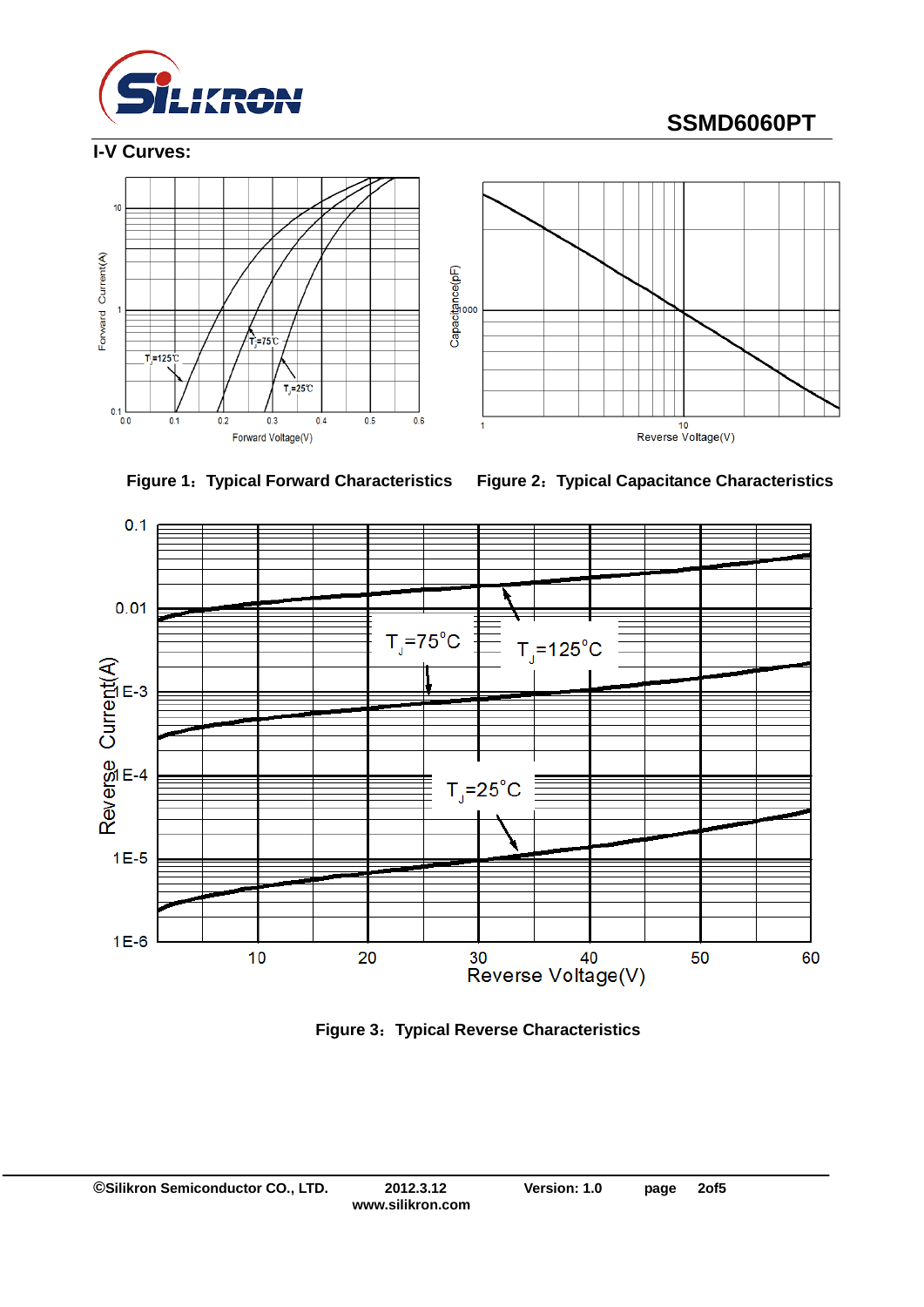## I-V Curves:

Figure 1：Typical Forward Characteristics

Figure 2：Typical Capacitance Characteristics

Figure 3：Typical Reverse Characteristics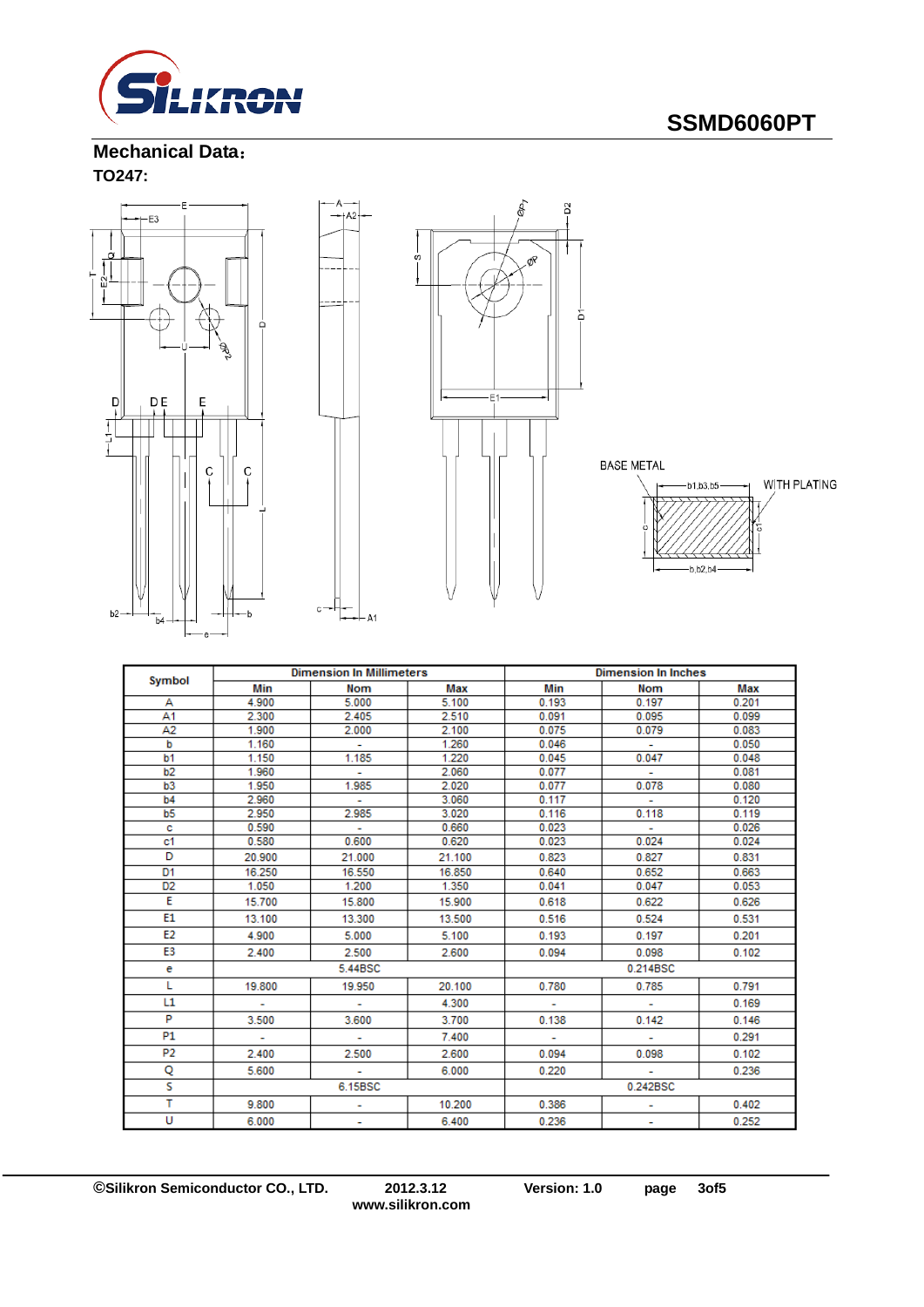# SSMD6060PT

## Mechanical Data：

**TO247:**

| Symbol | Dimension In Millimeters | | | Dimension In Inches | | |
|---|---|---|---|---|---|---|
| | Min | Nom | Max | Min | Nom | Max |
| A | 4.900 | 5.000 | 5.100 | 0.193 | 0.197 | 0.201 |
| A1 | 2.300 | 2.405 | 2.510 | 0.091 | 0.095 | 0.099 |
| A2 | 1.900 | 2.000 | 2.100 | 0.075 | 0.079 | 0.083 |
| b | 1.160 | - | 1.260 | 0.046 | - | 0.050 |
| b1 | 1.150 | 1.185 | 1.220 | 0.045 | 0.047 | 0.048 |
| b2 | 1.960 | - | 2.060 | 0.077 | - | 0.081 |
| b3 | 1.950 | 1.985 | 2.020 | 0.077 | 0.078 | 0.080 |
| b4 | 2.960 | - | 3.060 | 0.117 | - | 0.120 |
| b5 | 2.950 | 2.985 | 3.020 | 0.116 | 0.118 | 0.119 |
| c | 0.590 | - | 0.660 | 0.023 | - | 0.026 |
| c1 | 0.580 | 0.600 | 0.620 | 0.023 | 0.024 | 0.024 |
| D | 20.900 | 21.000 | 21.100 | 0.823 | 0.827 | 0.831 |
| D1 | 16.250 | 16.550 | 16.850 | 0.640 | 0.652 | 0.663 |
| D2 | 1.050 | 1.200 | 1.350 | 0.041 | 0.047 | 0.053 |
| E | 15.700 | 15.800 | 15.900 | 0.618 | 0.622 | 0.626 |
| E1 | 13.100 | 13.300 | 13.500 | 0.516 | 0.524 | 0.531 |
| E2 | 4.900 | 5.000 | 5.100 | 0.193 | 0.197 | 0.201 |
| E3 | 2.400 | 2.500 | 2.600 | 0.094 | 0.098 | 0.102 |
| e | | 5.44BSC | | | 0.214BSC | |
| L | 19.800 | 19.950 | 20.100 | 0.780 | 0.785 | 0.791 |
| L1 | - | - | 4.300 | - | - | 0.169 |
| P | 3.500 | 3.600 | 3.700 | 0.138 | 0.142 | 0.146 |
| P1 | - | - | 7.400 | - | - | 0.291 |
| P2 | 2.400 | 2.500 | 2.600 | 0.094 | 0.098 | 0.102 |
| Q | 5.600 | - | 6.000 | 0.220 | - | 0.236 |
| S | | 6.15BSC | | | 0.242BSC | |
| T | 9.800 | - | 10.200 | 0.386 | - | 0.402 |
| U | 6.000 | - | 6.400 | 0.236 | - | 0.252 |

©Silikron Semiconductor CO., LTD. 2012.3.12 Version: 1.0 www.silikron.com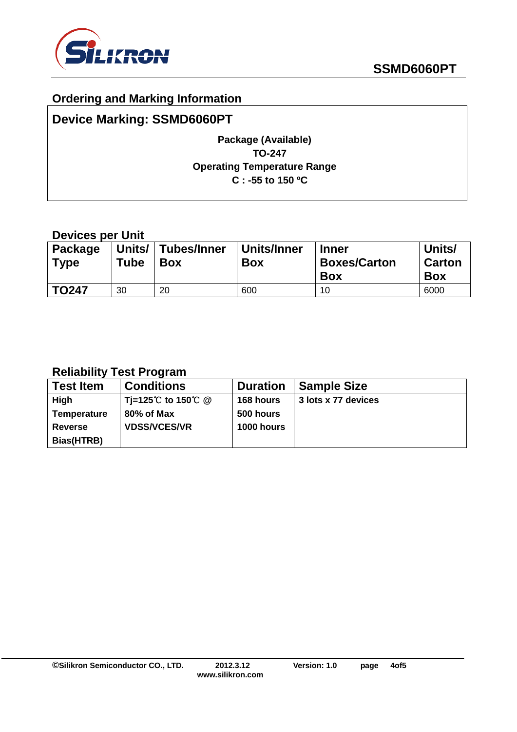## Ordering and Marking Information

**Device Marking: SSMD6060PT**

**Package (Available)**
**TO-247**
**Operating Temperature Range**
**C : -55 to 150 ºC**

### Devices per Unit

| Package Type | Units/ Tube | Tubes/Inner Box | Units/Inner Box | Inner Boxes/Carton Box | Units/ Carton Box |
|---|---|---|---|---|---|
| **TO247** | 30 | 20 | 600 | 10 | 6000 |

### Reliability Test Program

| Test Item | Conditions | Duration | Sample Size |
|---|---|---|---|
| **High Temperature Reverse Bias(HTRB)** | **Tj=125℃ to 150℃ @ 80% of Max VDSS/VCES/VR** | **168 hours 500 hours 1000 hours** | **3 lots x 77 devices** |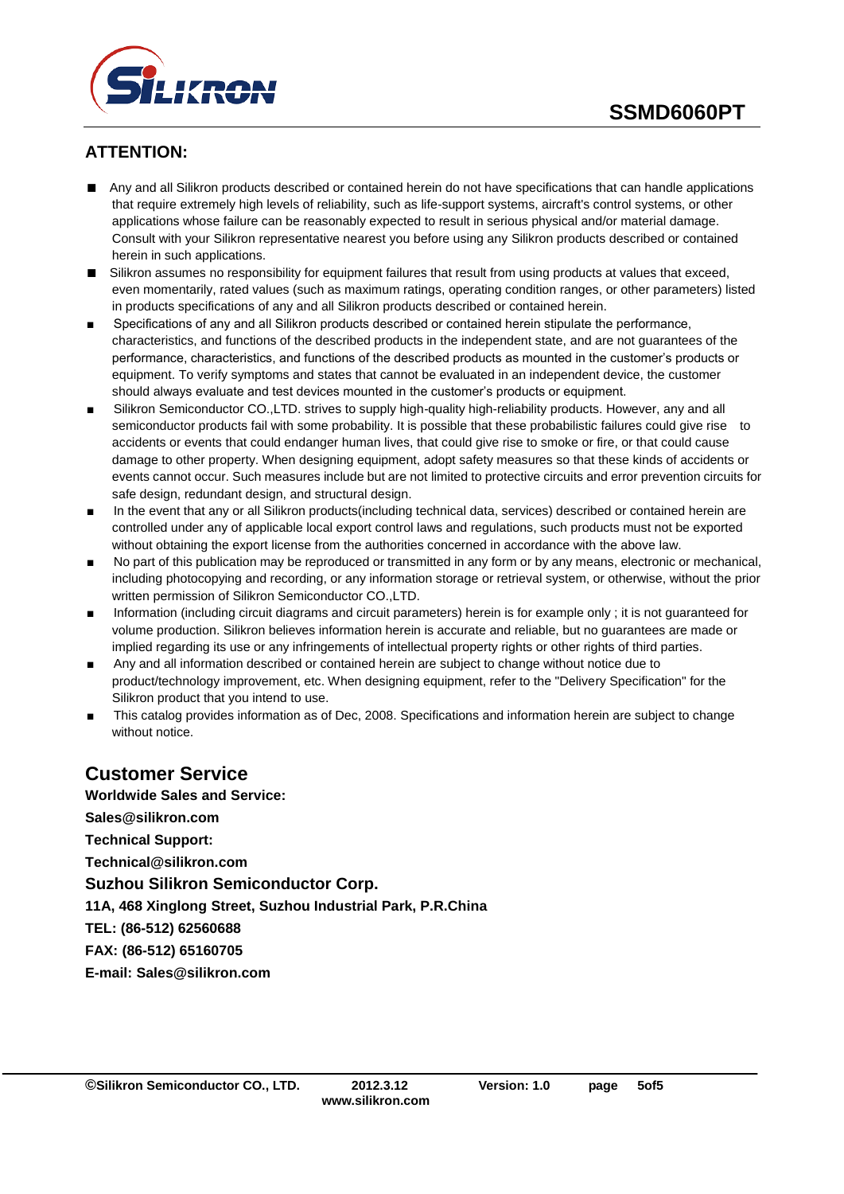## ATTENTION:

- Any and all Silikron products described or contained herein do not have specifications that can handle applications that require extremely high levels of reliability, such as life-support systems, aircraft's control systems, or other applications whose failure can be reasonably expected to result in serious physical and/or material damage. Consult with your Silikron representative nearest you before using any Silikron products described or contained herein in such applications.
- Silikron assumes no responsibility for equipment failures that result from using products at values that exceed, even momentarily, rated values (such as maximum ratings, operating condition ranges, or other parameters) listed in products specifications of any and all Silikron products described or contained herein.
- Specifications of any and all Silikron products described or contained herein stipulate the performance, characteristics, and functions of the described products in the independent state, and are not guarantees of the performance, characteristics, and functions of the described products as mounted in the customer's products or equipment. To verify symptoms and states that cannot be evaluated in an independent device, the customer should always evaluate and test devices mounted in the customer's products or equipment.
- Silikron Semiconductor CO.,LTD. strives to supply high-quality high-reliability products. However, any and all semiconductor products fail with some probability. It is possible that these probabilistic failures could give rise to accidents or events that could endanger human lives, that could give rise to smoke or fire, or that could cause damage to other property. When designing equipment, adopt safety measures so that these kinds of accidents or events cannot occur. Such measures include but are not limited to protective circuits and error prevention circuits for safe design, redundant design, and structural design.
- In the event that any or all Silikron products(including technical data, services) described or contained herein are controlled under any of applicable local export control laws and regulations, such products must not be exported without obtaining the export license from the authorities concerned in accordance with the above law.
- No part of this publication may be reproduced or transmitted in any form or by any means, electronic or mechanical, including photocopying and recording, or any information storage or retrieval system, or otherwise, without the prior written permission of Silikron Semiconductor CO.,LTD.
- Information (including circuit diagrams and circuit parameters) herein is for example only ; it is not guaranteed for volume production. Silikron believes information herein is accurate and reliable, but no guarantees are made or implied regarding its use or any infringements of intellectual property rights or other rights of third parties.
- Any and all information described or contained herein are subject to change without notice due to product/technology improvement, etc. When designing equipment, refer to the "Delivery Specification" for the Silikron product that you intend to use.
- This catalog provides information as of Dec, 2008. Specifications and information herein are subject to change without notice.

## Customer Service

**Worldwide Sales and Service:**

**Sales@silikron.com**

**Technical Support:**

**Technical@silikron.com**

### Suzhou Silikron Semiconductor Corp.

**11A, 468 Xinglong Street, Suzhou Industrial Park, P.R.China**

**TEL: (86-512) 62560688**

**FAX: (86-512) 65160705**

**E-mail: Sales@silikron.com**